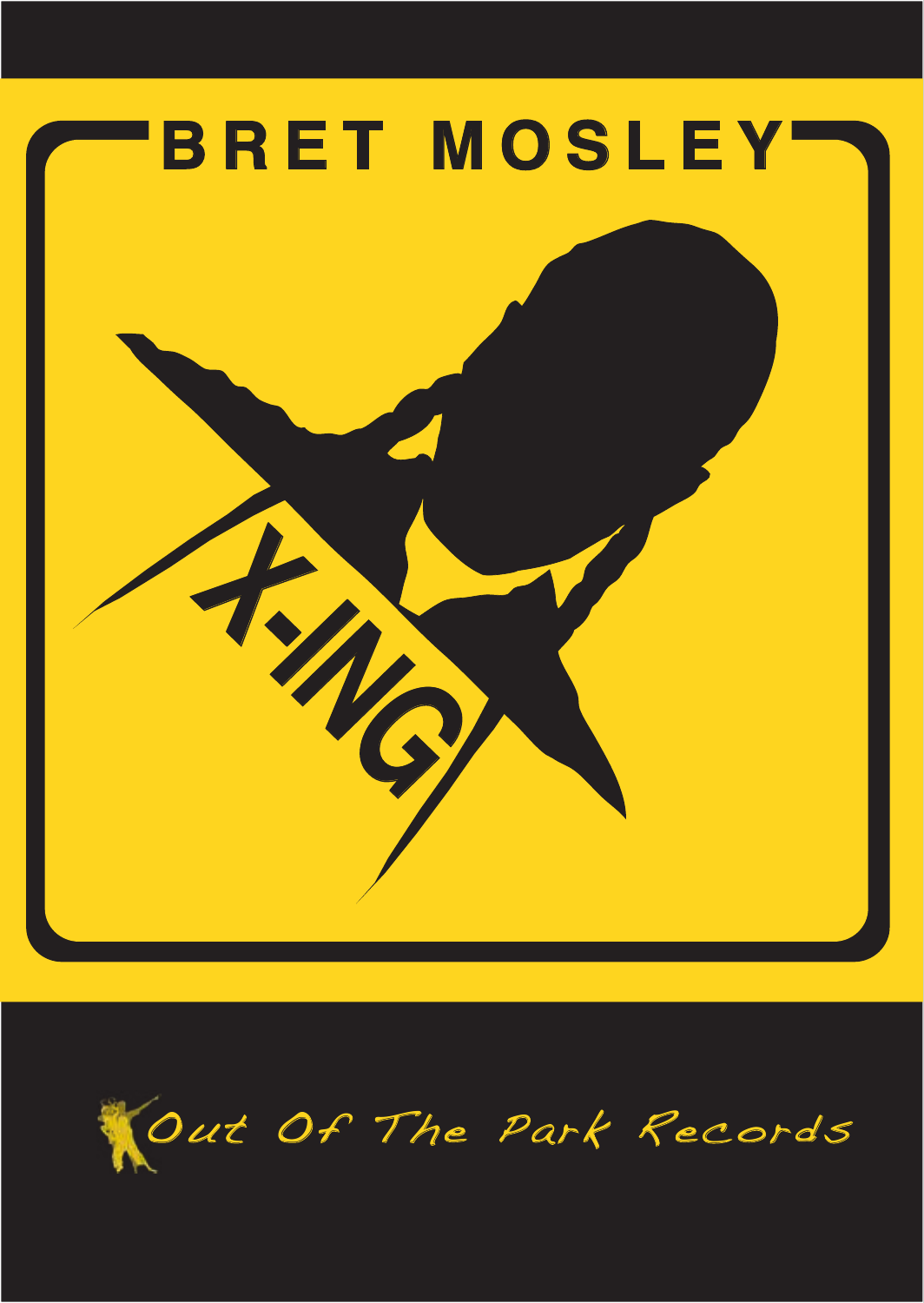# BRET MOSLEY

# X-ING

Out Of The Park Records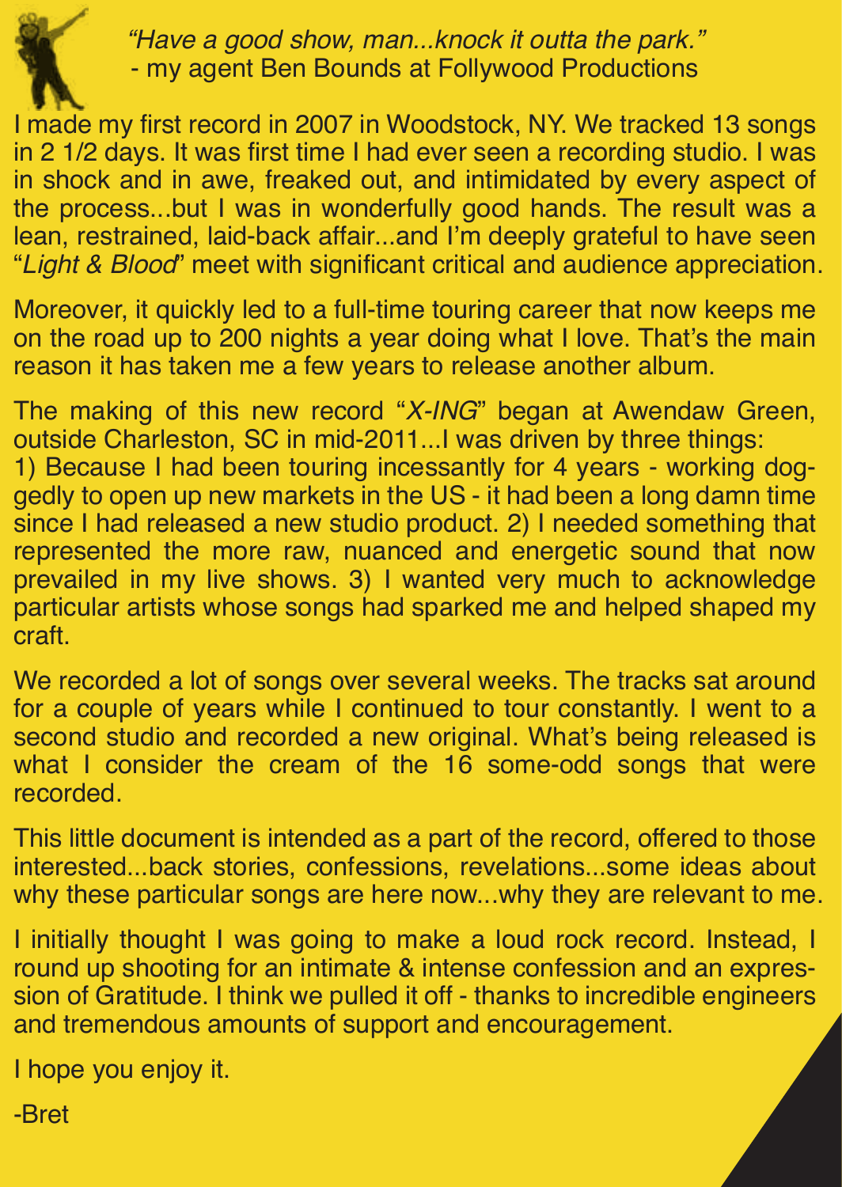*"Have a good show, man...knock it outta the park."*
- my agent Ben Bounds at Follywood Productions

I made my first record in 2007 in Woodstock, NY. We tracked 13 songs in 2 1/2 days. It was first time I had ever seen a recording studio. I was in shock and in awe, freaked out, and intimidated by every aspect of the process...but I was in wonderfully good hands. The result was a lean, restrained, laid-back affair...and I'm deeply grateful to have seen "*Light & Blood*" meet with significant critical and audience appreciation.

Moreover, it quickly led to a full-time touring career that now keeps me on the road up to 200 nights a year doing what I love. That's the main reason it has taken me a few years to release another album.

The making of this new record "*X-ING*" began at Awendaw Green, outside Charleston, SC in mid-2011...I was driven by three things:
1) Because I had been touring incessantly for 4 years - working doggedly to open up new markets in the US - it had been a long damn time since I had released a new studio product. 2) I needed something that represented the more raw, nuanced and energetic sound that now prevailed in my live shows. 3) I wanted very much to acknowledge particular artists whose songs had sparked me and helped shaped my craft.

We recorded a lot of songs over several weeks. The tracks sat around for a couple of years while I continued to tour constantly. I went to a second studio and recorded a new original. What's being released is what I consider the cream of the 16 some-odd songs that were recorded.

This little document is intended as a part of the record, offered to those interested...back stories, confessions, revelations...some ideas about why these particular songs are here now...why they are relevant to me.

I initially thought I was going to make a loud rock record. Instead, I round up shooting for an intimate & intense confession and an expression of Gratitude. I think we pulled it off - thanks to incredible engineers and tremendous amounts of support and encouragement.

I hope you enjoy it.

-Bret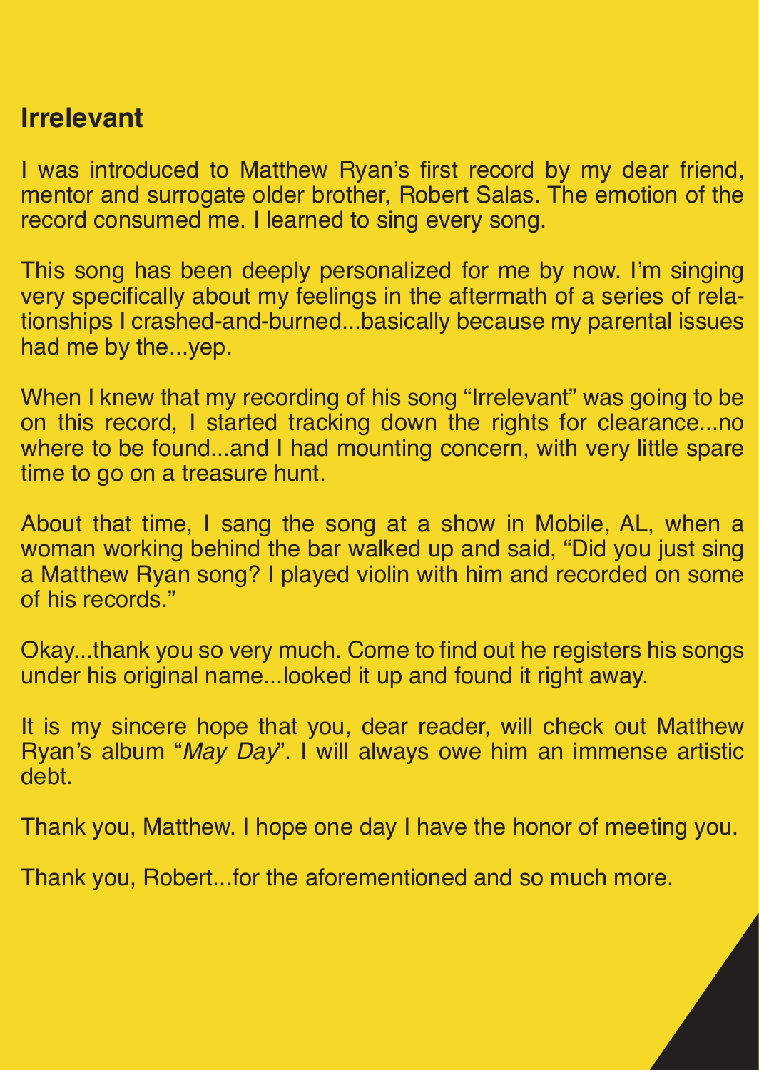## Irrelevant

I was introduced to Matthew Ryan's first record by my dear friend, mentor and surrogate older brother, Robert Salas. The emotion of the record consumed me. I learned to sing every song.

This song has been deeply personalized for me by now. I'm singing very specifically about my feelings in the aftermath of a series of relationships I crashed-and-burned...basically because my parental issues had me by the...yep.

When I knew that my recording of his song "Irrelevant" was going to be on this record, I started tracking down the rights for clearance...no where to be found...and I had mounting concern, with very little spare time to go on a treasure hunt.

About that time, I sang the song at a show in Mobile, AL, when a woman working behind the bar walked up and said, "Did you just sing a Matthew Ryan song? I played violin with him and recorded on some of his records."

Okay...thank you so very much. Come to find out he registers his songs under his original name...looked it up and found it right away.

It is my sincere hope that you, dear reader, will check out Matthew Ryan's album "*May Day*". I will always owe him an immense artistic debt.

Thank you, Matthew. I hope one day I have the honor of meeting you.

Thank you, Robert...for the aforementioned and so much more.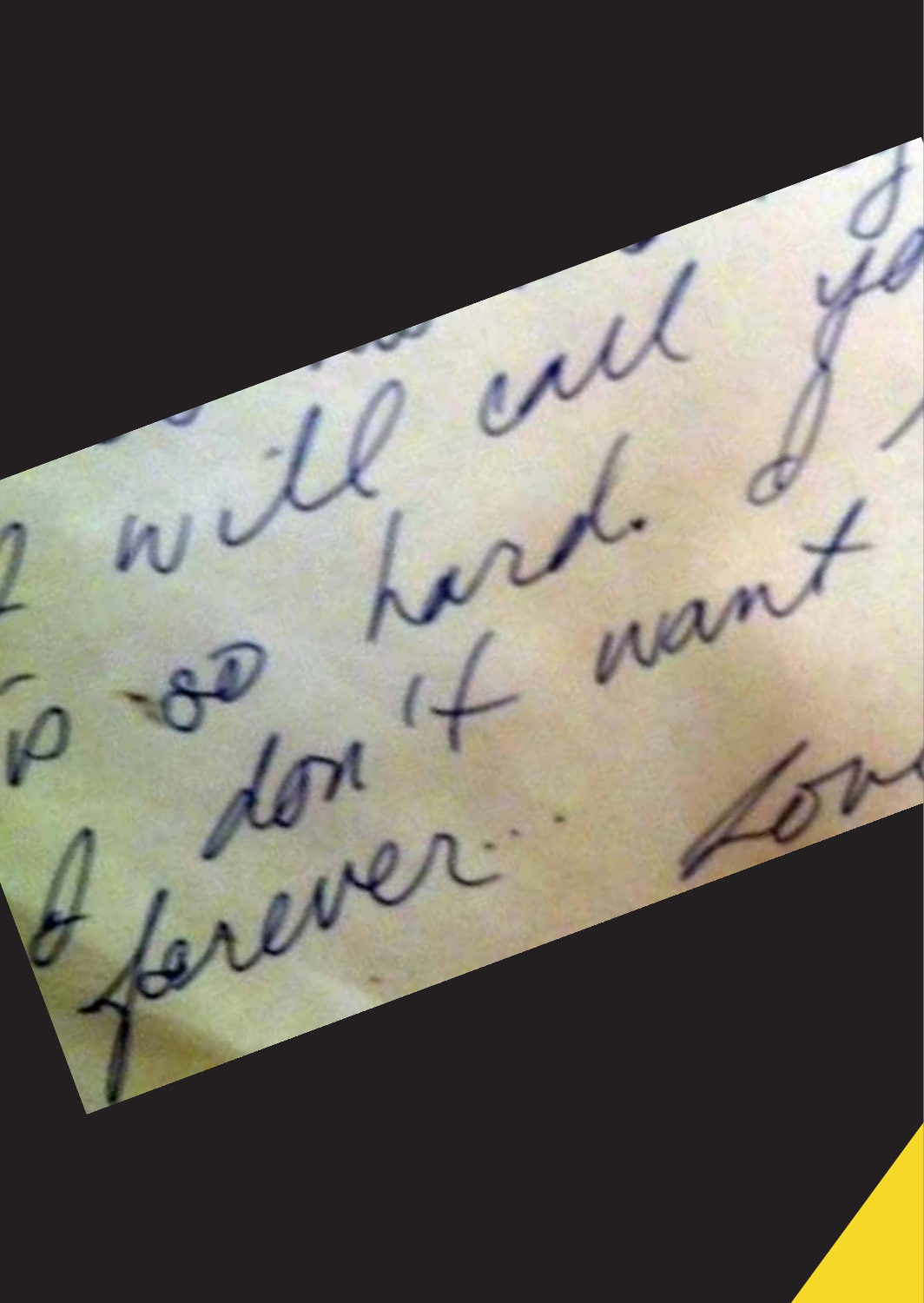I will call yo

so hard. I

don't want

forever… Lov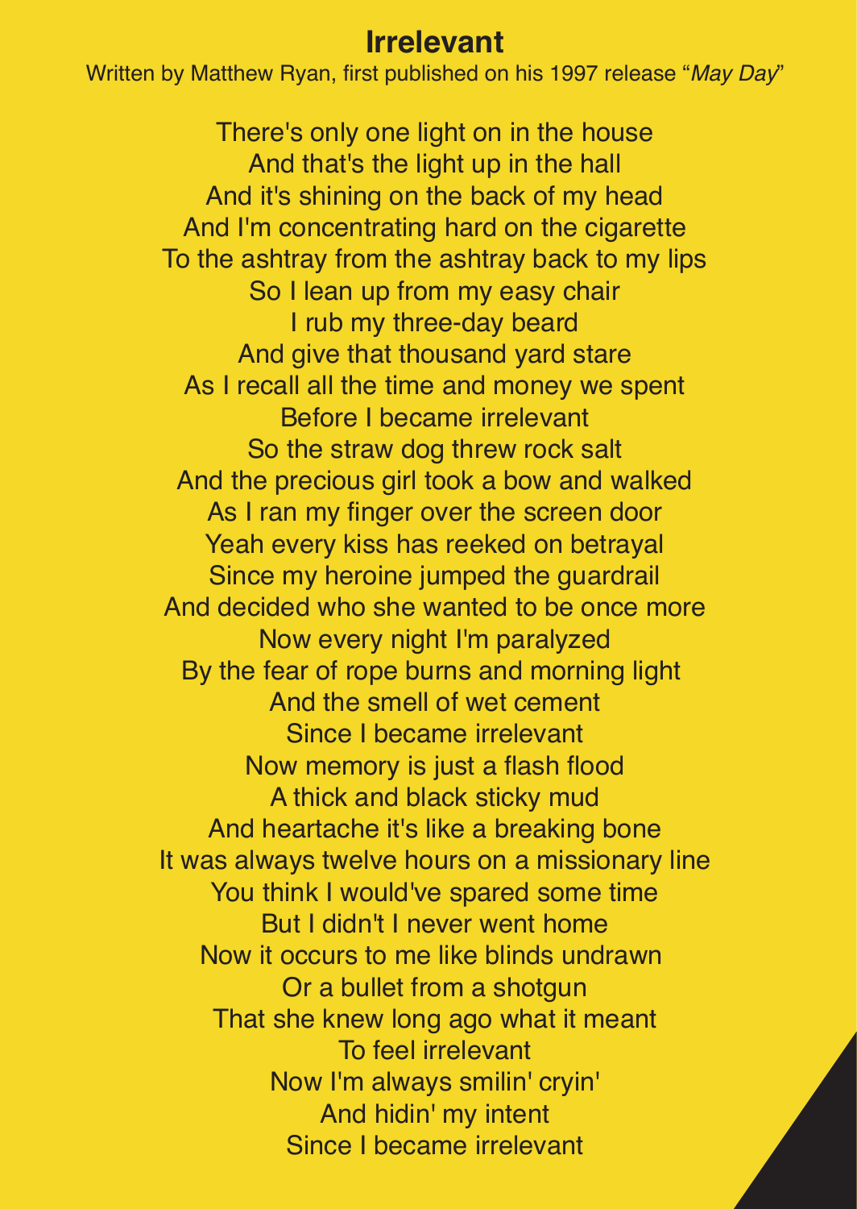# Irrelevant

Written by Matthew Ryan, first published on his 1997 release "*May Day*"

There's only one light on in the house
And that's the light up in the hall
And it's shining on the back of my head
And I'm concentrating hard on the cigarette
To the ashtray from the ashtray back to my lips
So I lean up from my easy chair
I rub my three-day beard
And give that thousand yard stare
As I recall all the time and money we spent
Before I became irrelevant
So the straw dog threw rock salt
And the precious girl took a bow and walked
As I ran my finger over the screen door
Yeah every kiss has reeked on betrayal
Since my heroine jumped the guardrail
And decided who she wanted to be once more
Now every night I'm paralyzed
By the fear of rope burns and morning light
And the smell of wet cement
Since I became irrelevant
Now memory is just a flash flood
A thick and black sticky mud
And heartache it's like a breaking bone
It was always twelve hours on a missionary line
You think I would've spared some time
But I didn't I never went home
Now it occurs to me like blinds undrawn
Or a bullet from a shotgun
That she knew long ago what it meant
To feel irrelevant
Now I'm always smilin' cryin'
And hidin' my intent
Since I became irrelevant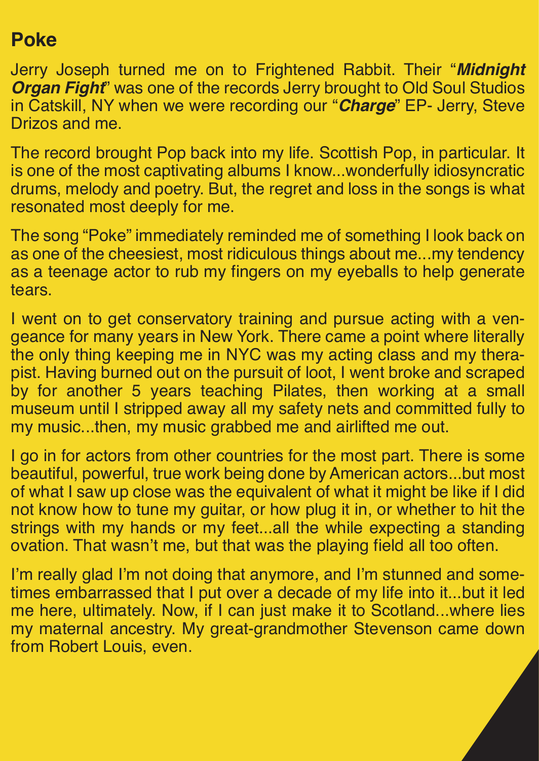## Poke

Jerry Joseph turned me on to Frightened Rabbit. Their "***Midnight Organ Fight***" was one of the records Jerry brought to Old Soul Studios in Catskill, NY when we were recording our "***Charge***" EP- Jerry, Steve Drizos and me.

The record brought Pop back into my life. Scottish Pop, in particular. It is one of the most captivating albums I know...wonderfully idiosyncratic drums, melody and poetry. But, the regret and loss in the songs is what resonated most deeply for me.

The song "Poke" immediately reminded me of something I look back on as one of the cheesiest, most ridiculous things about me...my tendency as a teenage actor to rub my fingers on my eyeballs to help generate tears.

I went on to get conservatory training and pursue acting with a vengeance for many years in New York. There came a point where literally the only thing keeping me in NYC was my acting class and my therapist. Having burned out on the pursuit of loot, I went broke and scraped by for another 5 years teaching Pilates, then working at a small museum until I stripped away all my safety nets and committed fully to my music...then, my music grabbed me and airlifted me out.

I go in for actors from other countries for the most part. There is some beautiful, powerful, true work being done by American actors...but most of what I saw up close was the equivalent of what it might be like if I did not know how to tune my guitar, or how plug it in, or whether to hit the strings with my hands or my feet...all the while expecting a standing ovation. That wasn't me, but that was the playing field all too often.

I'm really glad I'm not doing that anymore, and I'm stunned and sometimes embarrassed that I put over a decade of my life into it...but it led me here, ultimately. Now, if I can just make it to Scotland...where lies my maternal ancestry. My great-grandmother Stevenson came down from Robert Louis, even.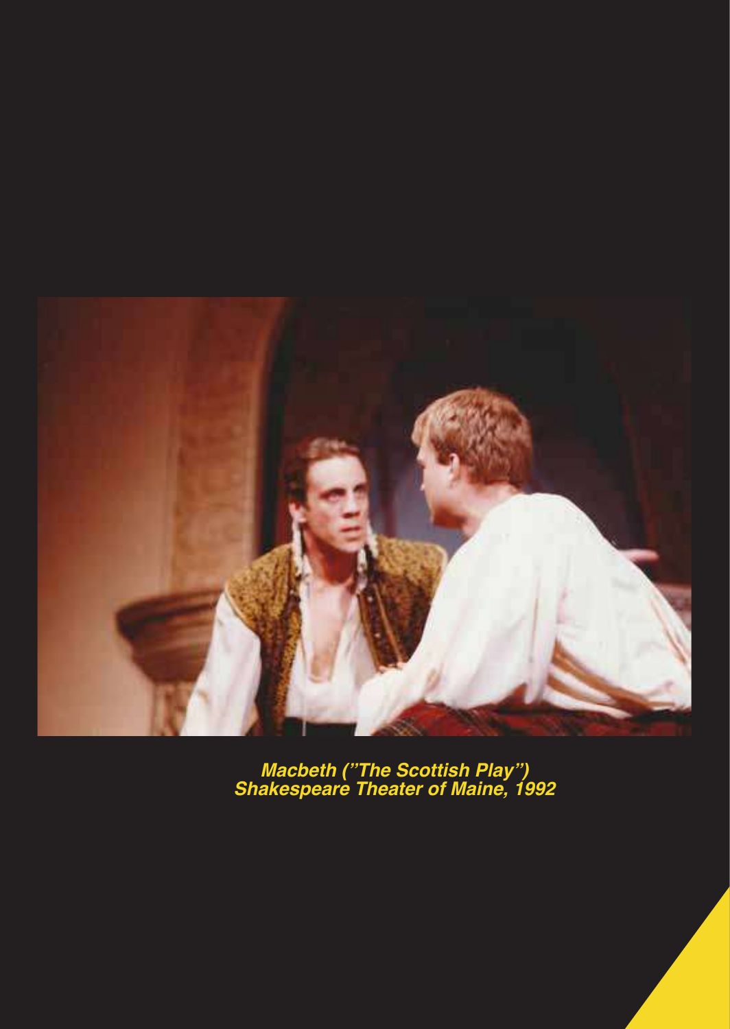***Macbeth ("The Scottish Play")***
***Shakespeare Theater of Maine, 1992***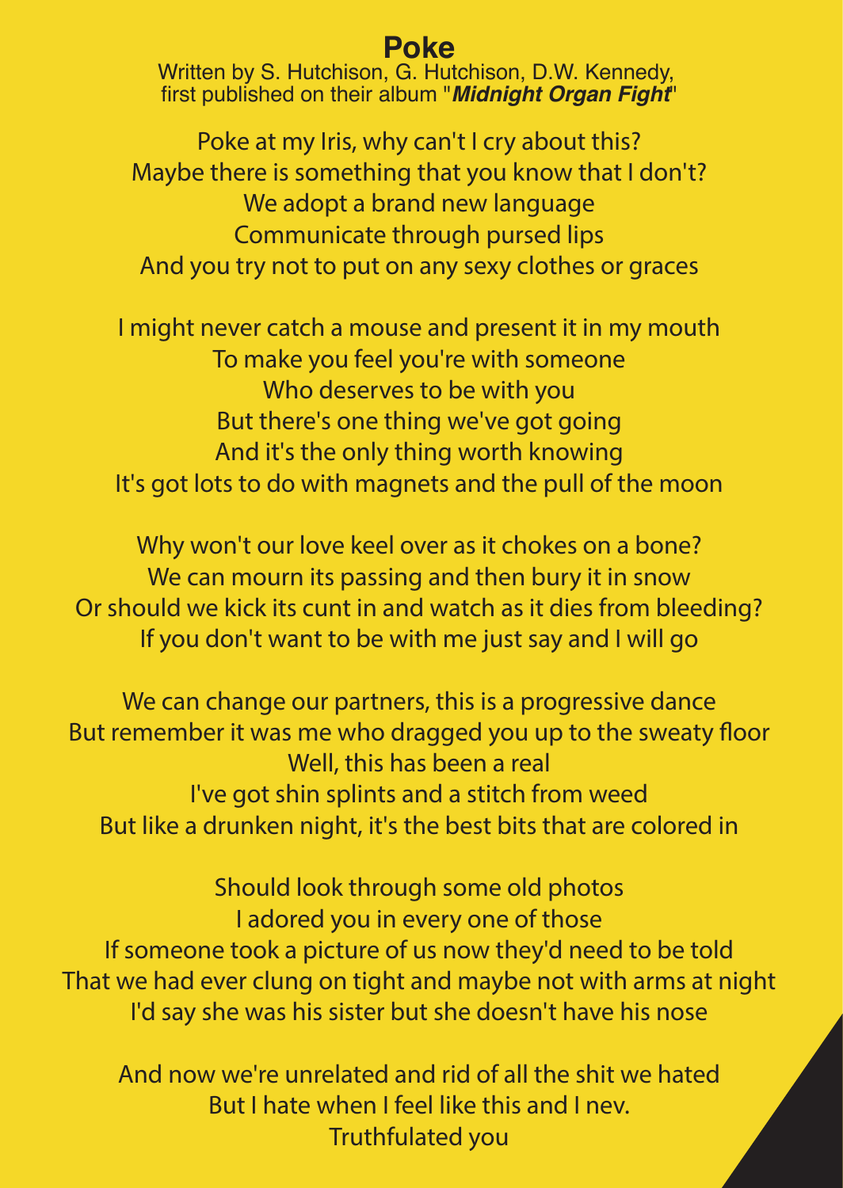# Poke

Written by S. Hutchison, G. Hutchison, D.W. Kennedy, first published on their album "***Midnight Organ Fight***"

Poke at my Iris, why can't I cry about this?
Maybe there is something that you know that I don't?
We adopt a brand new language
Communicate through pursed lips
And you try not to put on any sexy clothes or graces

I might never catch a mouse and present it in my mouth
To make you feel you're with someone
Who deserves to be with you
But there's one thing we've got going
And it's the only thing worth knowing
It's got lots to do with magnets and the pull of the moon

Why won't our love keel over as it chokes on a bone?
We can mourn its passing and then bury it in snow
Or should we kick its cunt in and watch as it dies from bleeding?
If you don't want to be with me just say and I will go

We can change our partners, this is a progressive dance
But remember it was me who dragged you up to the sweaty floor
Well, this has been a real
I've got shin splints and a stitch from weed
But like a drunken night, it's the best bits that are colored in

Should look through some old photos
I adored you in every one of those
If someone took a picture of us now they'd need to be told
That we had ever clung on tight and maybe not with arms at night
I'd say she was his sister but she doesn't have his nose

And now we're unrelated and rid of all the shit we hated
But I hate when I feel like this and I nev.
Truthfulated you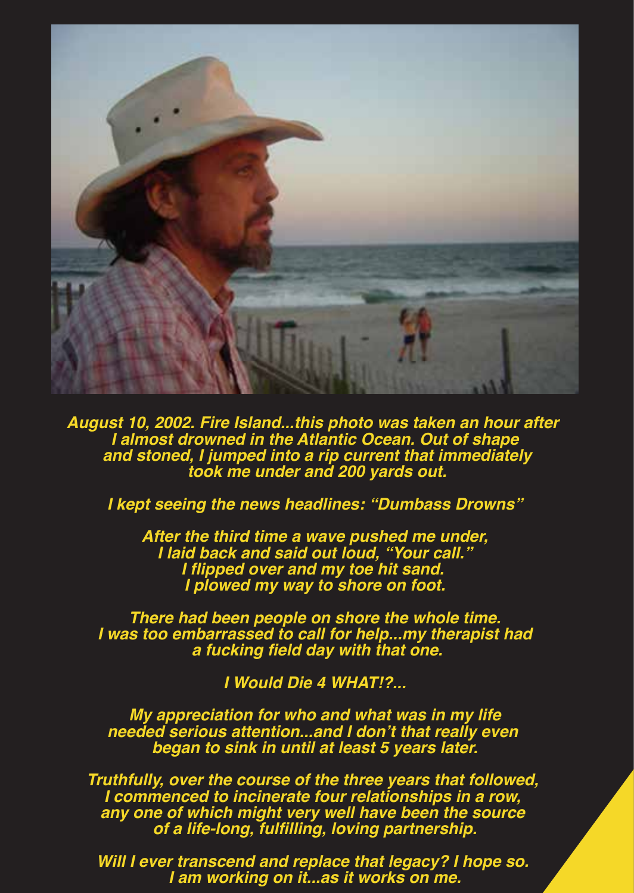***August 10, 2002. Fire Island...this photo was taken an hour after I almost drowned in the Atlantic Ocean. Out of shape and stoned, I jumped into a rip current that immediately took me under and 200 yards out.***

***I kept seeing the news headlines: "Dumbass Drowns"***

***After the third time a wave pushed me under, I laid back and said out loud, "Your call." I flipped over and my toe hit sand. I plowed my way to shore on foot.***

***There had been people on shore the whole time. I was too embarrassed to call for help...my therapist had a fucking field day with that one.***

***I Would Die 4 WHAT!?...***

***My appreciation for who and what was in my life needed serious attention...and I don't that really even began to sink in until at least 5 years later.***

***Truthfully, over the course of the three years that followed, I commenced to incinerate four relationships in a row, any one of which might very well have been the source of a life-long, fulfilling, loving partnership.***

***Will I ever transcend and replace that legacy? I hope so. I am working on it...as it works on me.***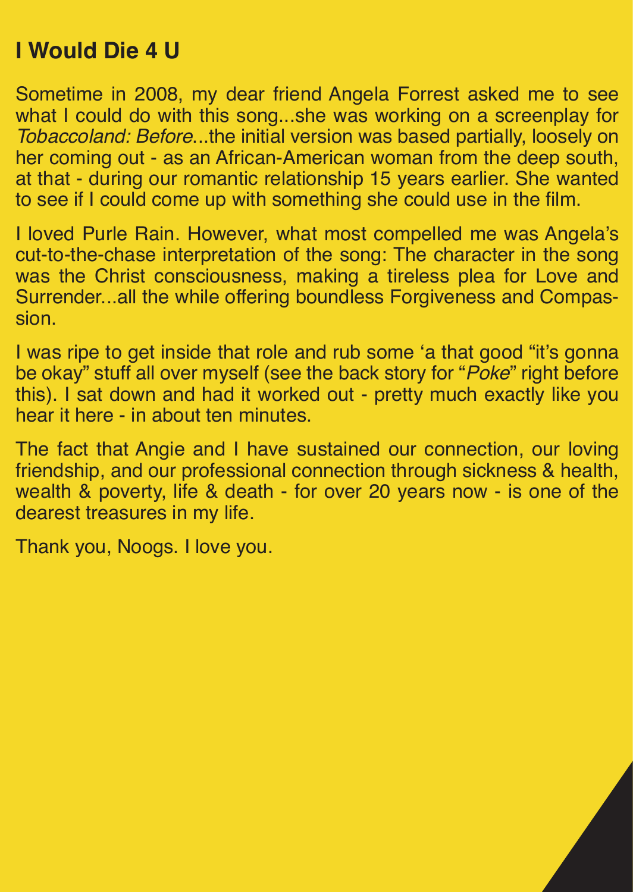## I Would Die 4 U

Sometime in 2008, my dear friend Angela Forrest asked me to see what I could do with this song...she was working on a screenplay for *Tobaccoland: Before*...the initial version was based partially, loosely on her coming out - as an African-American woman from the deep south, at that - during our romantic relationship 15 years earlier. She wanted to see if I could come up with something she could use in the film.

I loved Purle Rain. However, what most compelled me was Angela's cut-to-the-chase interpretation of the song: The character in the song was the Christ consciousness, making a tireless plea for Love and Surrender...all the while offering boundless Forgiveness and Compassion.

I was ripe to get inside that role and rub some 'a that good "it's gonna be okay" stuff all over myself (see the back story for "*Poke*" right before this). I sat down and had it worked out - pretty much exactly like you hear it here - in about ten minutes.

The fact that Angie and I have sustained our connection, our loving friendship, and our professional connection through sickness & health, wealth & poverty, life & death - for over 20 years now - is one of the dearest treasures in my life.

Thank you, Noogs. I love you.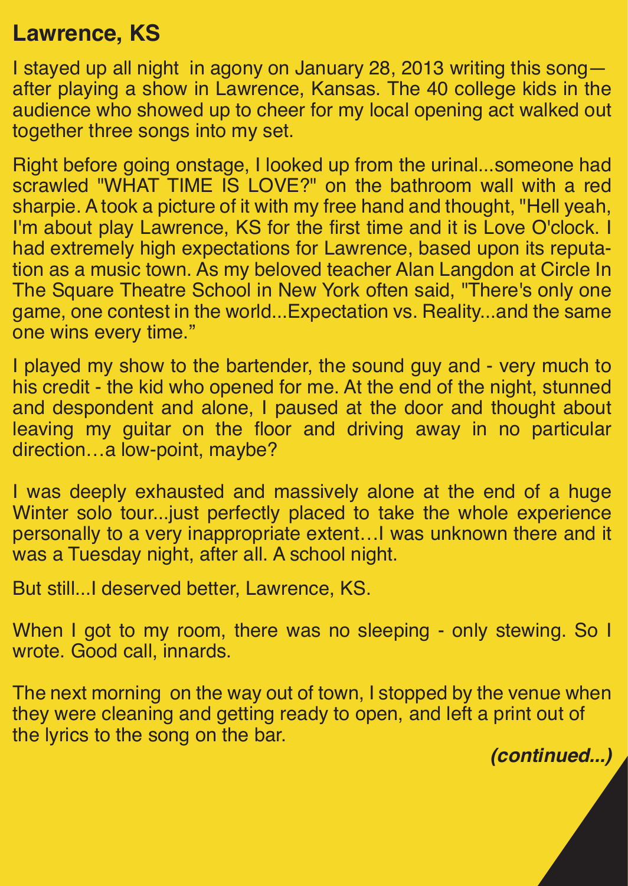## Lawrence, KS

I stayed up all night in agony on January 28, 2013 writing this song—after playing a show in Lawrence, Kansas. The 40 college kids in the audience who showed up to cheer for my local opening act walked out together three songs into my set.

Right before going onstage, I looked up from the urinal...someone had scrawled "WHAT TIME IS LOVE?" on the bathroom wall with a red sharpie. A took a picture of it with my free hand and thought, "Hell yeah, I'm about play Lawrence, KS for the first time and it is Love O'clock. I had extremely high expectations for Lawrence, based upon its reputation as a music town. As my beloved teacher Alan Langdon at Circle In The Square Theatre School in New York often said, "There's only one game, one contest in the world...Expectation vs. Reality...and the same one wins every time."

I played my show to the bartender, the sound guy and - very much to his credit - the kid who opened for me. At the end of the night, stunned and despondent and alone, I paused at the door and thought about leaving my guitar on the floor and driving away in no particular direction…a low-point, maybe?

I was deeply exhausted and massively alone at the end of a huge Winter solo tour...just perfectly placed to take the whole experience personally to a very inappropriate extent…I was unknown there and it was a Tuesday night, after all. A school night.

But still...I deserved better, Lawrence, KS.

When I got to my room, there was no sleeping - only stewing. So I wrote. Good call, innards.

The next morning on the way out of town, I stopped by the venue when they were cleaning and getting ready to open, and left a print out of the lyrics to the song on the bar.

***(continued...)***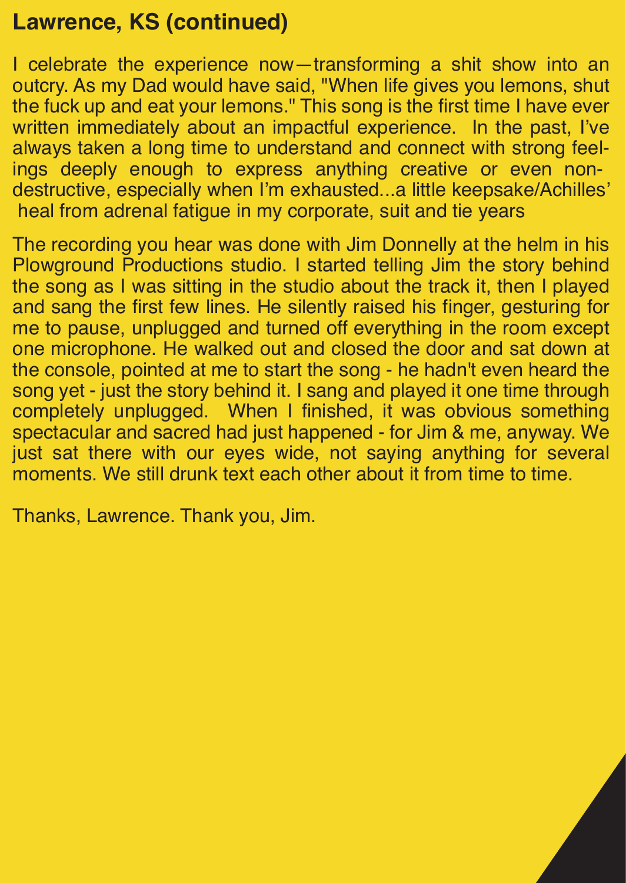## Lawrence, KS (continued)

I celebrate the experience now—transforming a shit show into an outcry. As my Dad would have said, "When life gives you lemons, shut the fuck up and eat your lemons." This song is the first time I have ever written immediately about an impactful experience. In the past, I've always taken a long time to understand and connect with strong feelings deeply enough to express anything creative or even non-destructive, especially when I'm exhausted...a little keepsake/Achilles' heal from adrenal fatigue in my corporate, suit and tie years

The recording you hear was done with Jim Donnelly at the helm in his Plowground Productions studio. I started telling Jim the story behind the song as I was sitting in the studio about the track it, then I played and sang the first few lines. He silently raised his finger, gesturing for me to pause, unplugged and turned off everything in the room except one microphone. He walked out and closed the door and sat down at the console, pointed at me to start the song - he hadn't even heard the song yet - just the story behind it. I sang and played it one time through completely unplugged. When I finished, it was obvious something spectacular and sacred had just happened - for Jim & me, anyway. We just sat there with our eyes wide, not saying anything for several moments. We still drunk text each other about it from time to time.

Thanks, Lawrence. Thank you, Jim.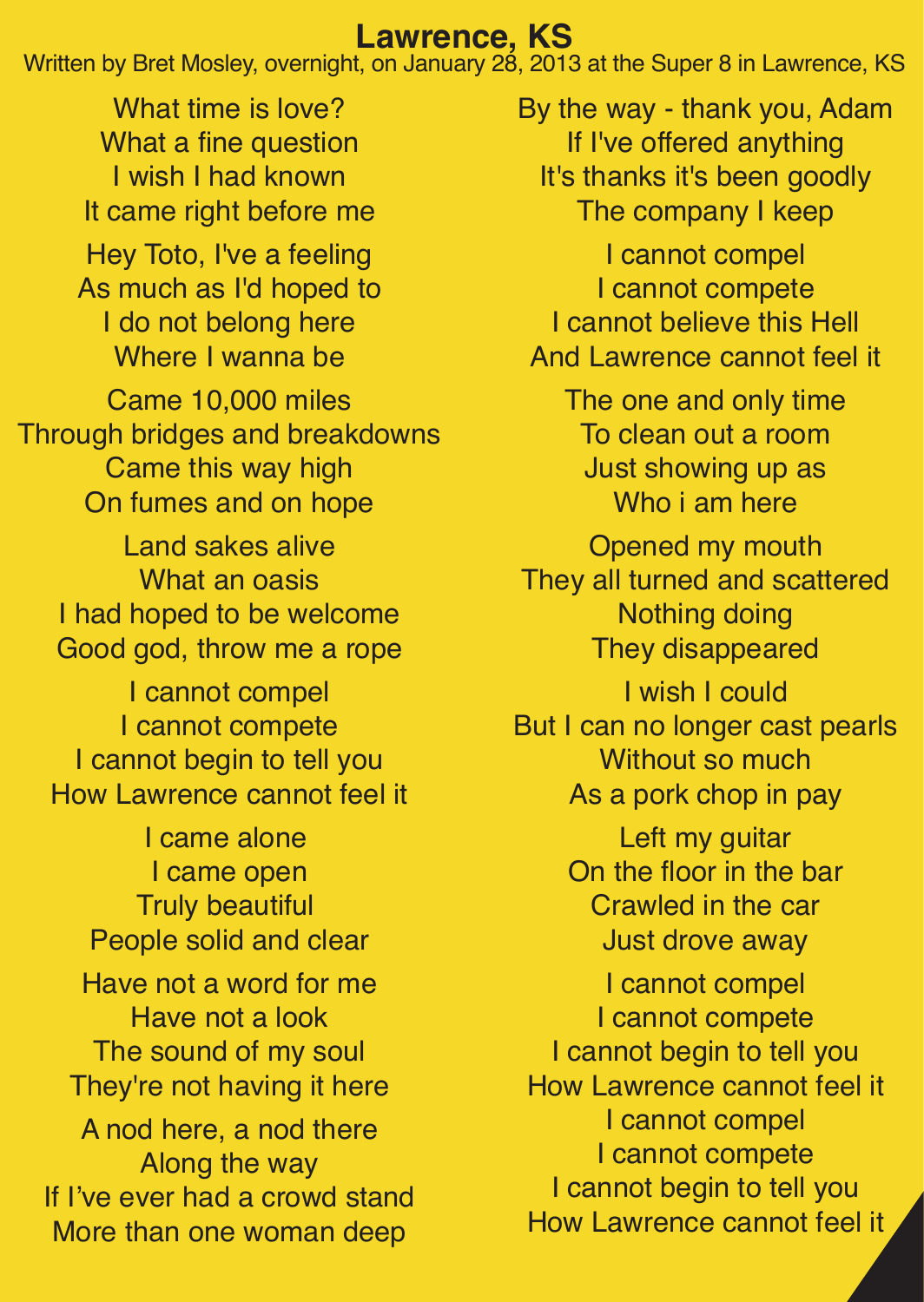# Lawrence, KS

Written by Bret Mosley, overnight, on January 28, 2013 at the Super 8 in Lawrence, KS

What time is love?
What a fine question
I wish I had known
It came right before me

Hey Toto, I've a feeling
As much as I'd hoped to
I do not belong here
Where I wanna be

Came 10,000 miles
Through bridges and breakdowns
Came this way high
On fumes and on hope

Land sakes alive
What an oasis
I had hoped to be welcome
Good god, throw me a rope

I cannot compel
I cannot compete
I cannot begin to tell you
How Lawrence cannot feel it

I came alone
I came open
Truly beautiful
People solid and clear

Have not a word for me
Have not a look
The sound of my soul
They're not having it here

A nod here, a nod there
Along the way
If I've ever had a crowd stand
More than one woman deep

By the way - thank you, Adam
If I've offered anything
It's thanks it's been goodly
The company I keep

I cannot compel
I cannot compete
I cannot believe this Hell
And Lawrence cannot feel it

The one and only time
To clean out a room
Just showing up as
Who i am here

Opened my mouth
They all turned and scattered
Nothing doing
They disappeared

I wish I could
But I can no longer cast pearls
Without so much
As a pork chop in pay

Left my guitar
On the floor in the bar
Crawled in the car
Just drove away

I cannot compel
I cannot compete
I cannot begin to tell you
How Lawrence cannot feel it
I cannot compel
I cannot compete
I cannot begin to tell you
How Lawrence cannot feel it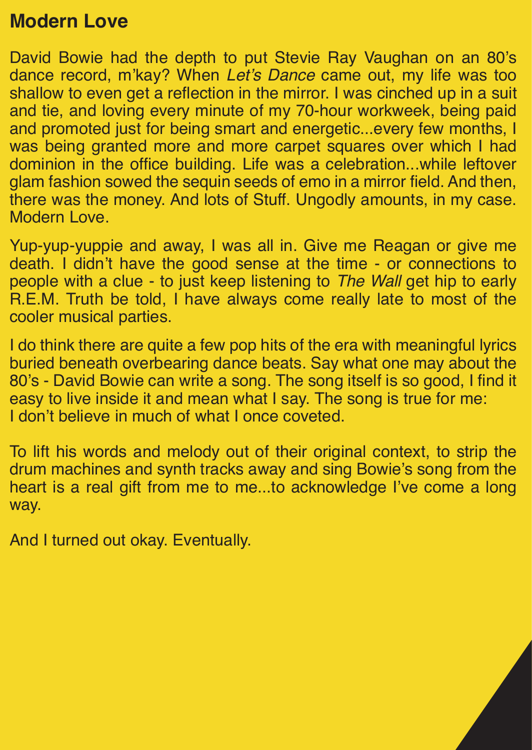## Modern Love

David Bowie had the depth to put Stevie Ray Vaughan on an 80's dance record, m'kay? When *Let's Dance* came out, my life was too shallow to even get a reflection in the mirror. I was cinched up in a suit and tie, and loving every minute of my 70-hour workweek, being paid and promoted just for being smart and energetic...every few months, I was being granted more and more carpet squares over which I had dominion in the office building. Life was a celebration...while leftover glam fashion sowed the sequin seeds of emo in a mirror field. And then, there was the money. And lots of Stuff. Ungodly amounts, in my case. Modern Love.

Yup-yup-yuppie and away, I was all in. Give me Reagan or give me death. I didn't have the good sense at the time - or connections to people with a clue - to just keep listening to *The Wall* get hip to early R.E.M. Truth be told, I have always come really late to most of the cooler musical parties.

I do think there are quite a few pop hits of the era with meaningful lyrics buried beneath overbearing dance beats. Say what one may about the 80's - David Bowie can write a song. The song itself is so good, I find it easy to live inside it and mean what I say. The song is true for me:
I don't believe in much of what I once coveted.

To lift his words and melody out of their original context, to strip the drum machines and synth tracks away and sing Bowie's song from the heart is a real gift from me to me...to acknowledge I've come a long way.

And I turned out okay. Eventually.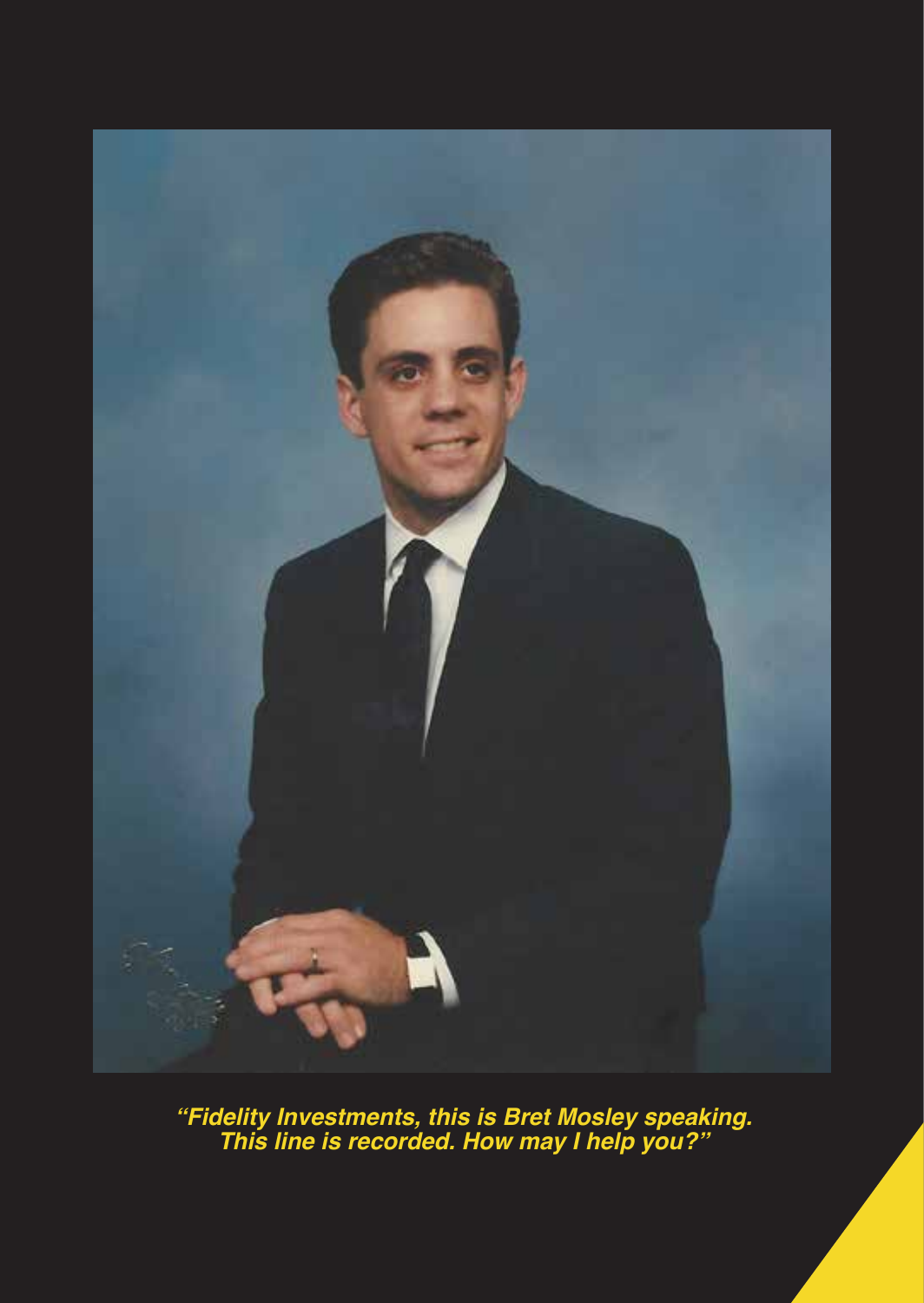***"Fidelity Investments, this is Bret Mosley speaking. This line is recorded. How may I help you?"***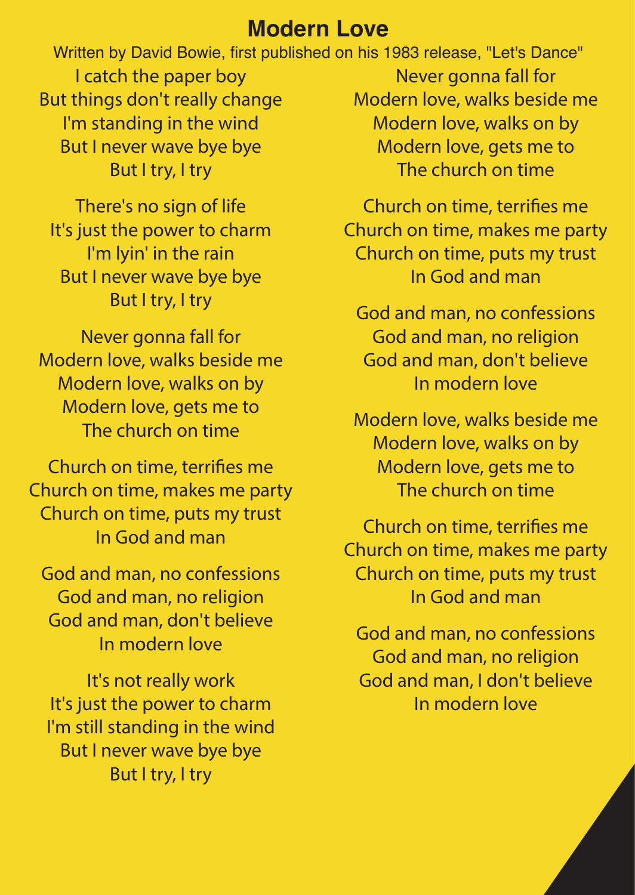# Modern Love

Written by David Bowie, first published on his 1983 release, "Let's Dance"

I catch the paper boy
But things don't really change
I'm standing in the wind
But I never wave bye bye
But I try, I try

There's no sign of life
It's just the power to charm
I'm lyin' in the rain
But I never wave bye bye
But I try, I try

Never gonna fall for
Modern love, walks beside me
Modern love, walks on by
Modern love, gets me to
The church on time

Church on time, terrifies me
Church on time, makes me party
Church on time, puts my trust
In God and man

God and man, no confessions
God and man, no religion
God and man, don't believe
In modern love

It's not really work
It's just the power to charm
I'm still standing in the wind
But I never wave bye bye
But I try, I try

Never gonna fall for
Modern love, walks beside me
Modern love, walks on by
Modern love, gets me to
The church on time

Church on time, terrifies me
Church on time, makes me party
Church on time, puts my trust
In God and man

God and man, no confessions
God and man, no religion
God and man, don't believe
In modern love

Modern love, walks beside me
Modern love, walks on by
Modern love, gets me to
The church on time

Church on time, terrifies me
Church on time, makes me party
Church on time, puts my trust
In God and man

God and man, no confessions
God and man, no religion
God and man, I don't believe
In modern love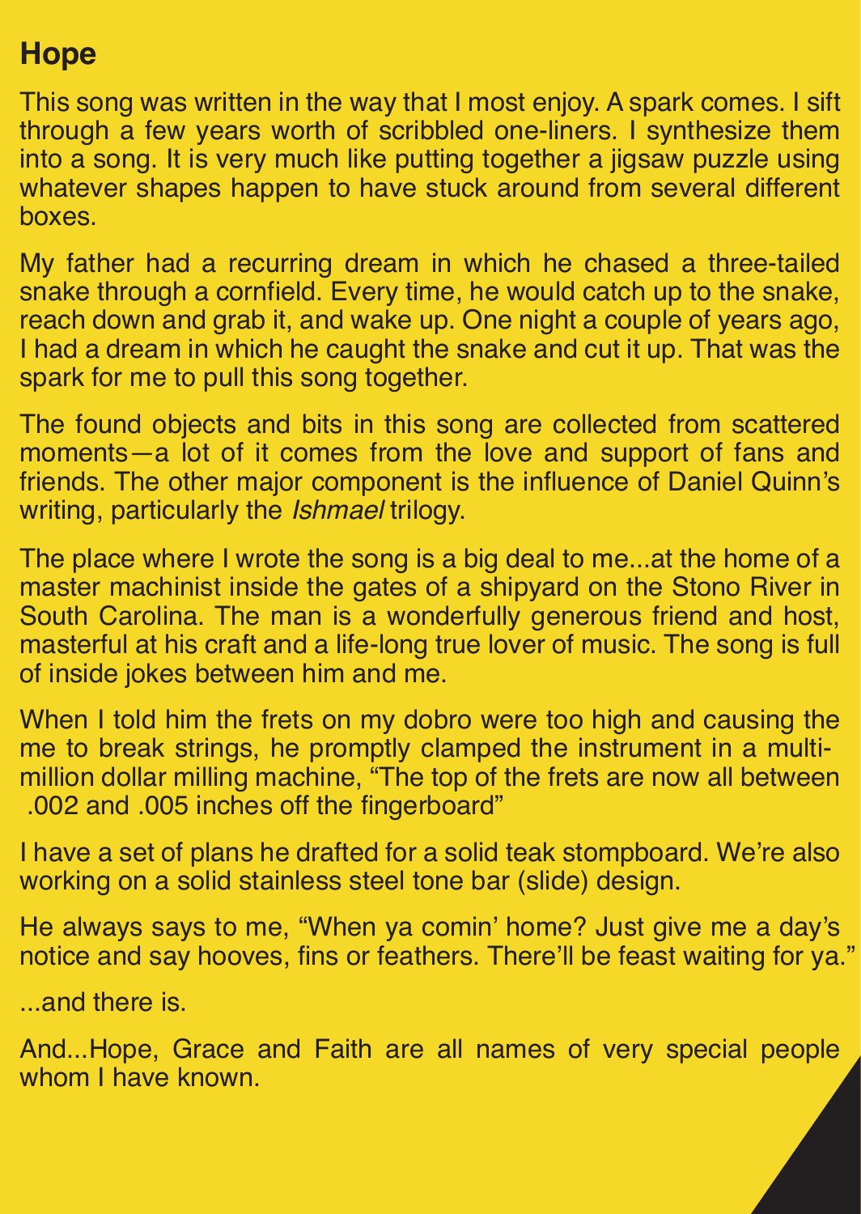## Hope

This song was written in the way that I most enjoy. A spark comes. I sift through a few years worth of scribbled one-liners. I synthesize them into a song. It is very much like putting together a jigsaw puzzle using whatever shapes happen to have stuck around from several different boxes.

My father had a recurring dream in which he chased a three-tailed snake through a cornfield. Every time, he would catch up to the snake, reach down and grab it, and wake up. One night a couple of years ago, I had a dream in which he caught the snake and cut it up. That was the spark for me to pull this song together.

The found objects and bits in this song are collected from scattered moments—a lot of it comes from the love and support of fans and friends. The other major component is the influence of Daniel Quinn's writing, particularly the *Ishmael* trilogy.

The place where I wrote the song is a big deal to me...at the home of a master machinist inside the gates of a shipyard on the Stono River in South Carolina. The man is a wonderfully generous friend and host, masterful at his craft and a life-long true lover of music. The song is full of inside jokes between him and me.

When I told him the frets on my dobro were too high and causing the me to break strings, he promptly clamped the instrument in a multi-million dollar milling machine, "The top of the frets are now all between .002 and .005 inches off the fingerboard"

I have a set of plans he drafted for a solid teak stompboard. We're also working on a solid stainless steel tone bar (slide) design.

He always says to me, "When ya comin' home? Just give me a day's notice and say hooves, fins or feathers. There'll be feast waiting for ya."

...and there is.

And...Hope, Grace and Faith are all names of very special people whom I have known.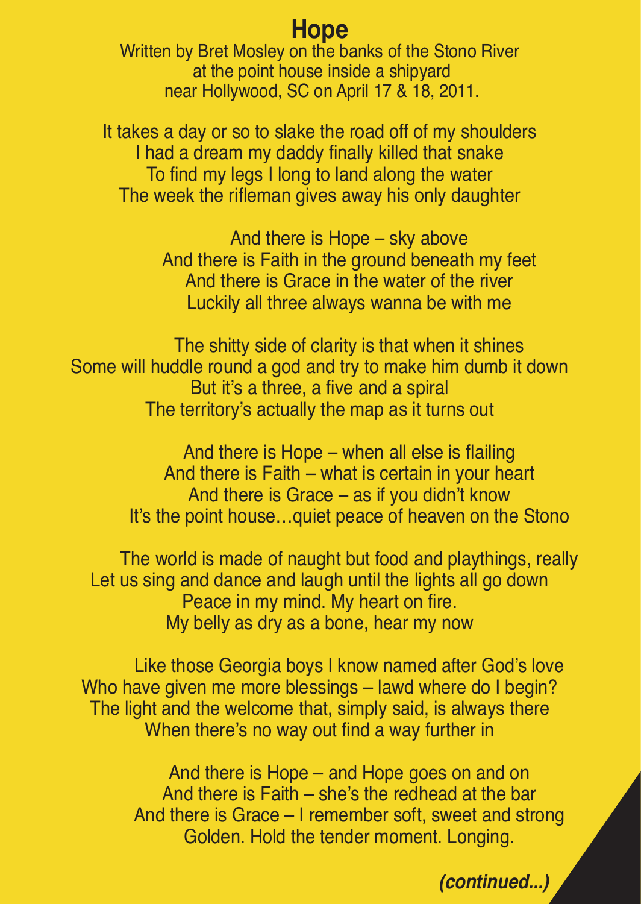# Hope

Written by Bret Mosley on the banks of the Stono River
at the point house inside a shipyard
near Hollywood, SC on April 17 & 18, 2011.

It takes a day or so to slake the road off of my shoulders
I had a dream my daddy finally killed that snake
To find my legs I long to land along the water
The week the rifleman gives away his only daughter

And there is Hope – sky above
And there is Faith in the ground beneath my feet
And there is Grace in the water of the river
Luckily all three always wanna be with me

The shitty side of clarity is that when it shines
Some will huddle round a god and try to make him dumb it down
But it's a three, a five and a spiral
The territory's actually the map as it turns out

And there is Hope – when all else is flailing
And there is Faith – what is certain in your heart
And there is Grace – as if you didn't know
It's the point house…quiet peace of heaven on the Stono

The world is made of naught but food and playthings, really
Let us sing and dance and laugh until the lights all go down
Peace in my mind. My heart on fire.
My belly as dry as a bone, hear my now

Like those Georgia boys I know named after God's love
Who have given me more blessings – lawd where do I begin?
The light and the welcome that, simply said, is always there
When there's no way out find a way further in

And there is Hope – and Hope goes on and on
And there is Faith – she's the redhead at the bar
And there is Grace – I remember soft, sweet and strong
Golden. Hold the tender moment. Longing.

***(continued...)***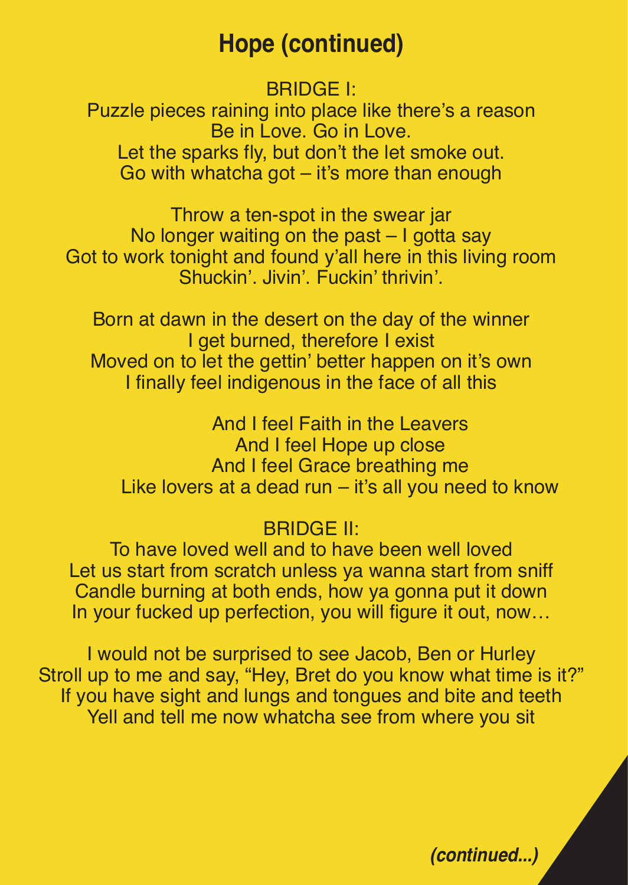# Hope (continued)

BRIDGE I:

Puzzle pieces raining into place like there's a reason
Be in Love. Go in Love.
Let the sparks fly, but don't the let smoke out.
Go with whatcha got – it's more than enough

Throw a ten-spot in the swear jar
No longer waiting on the past – I gotta say
Got to work tonight and found y'all here in this living room
Shuckin'. Jivin'. Fuckin' thrivin'.

Born at dawn in the desert on the day of the winner
I get burned, therefore I exist
Moved on to let the gettin' better happen on it's own
I finally feel indigenous in the face of all this

And I feel Faith in the Leavers
And I feel Hope up close
And I feel Grace breathing me
Like lovers at a dead run – it's all you need to know

BRIDGE II:

To have loved well and to have been well loved
Let us start from scratch unless ya wanna start from sniff
Candle burning at both ends, how ya gonna put it down
In your fucked up perfection, you will figure it out, now…

I would not be surprised to see Jacob, Ben or Hurley
Stroll up to me and say, "Hey, Bret do you know what time is it?"
If you have sight and lungs and tongues and bite and teeth
Yell and tell me now whatcha see from where you sit

*(continued...)*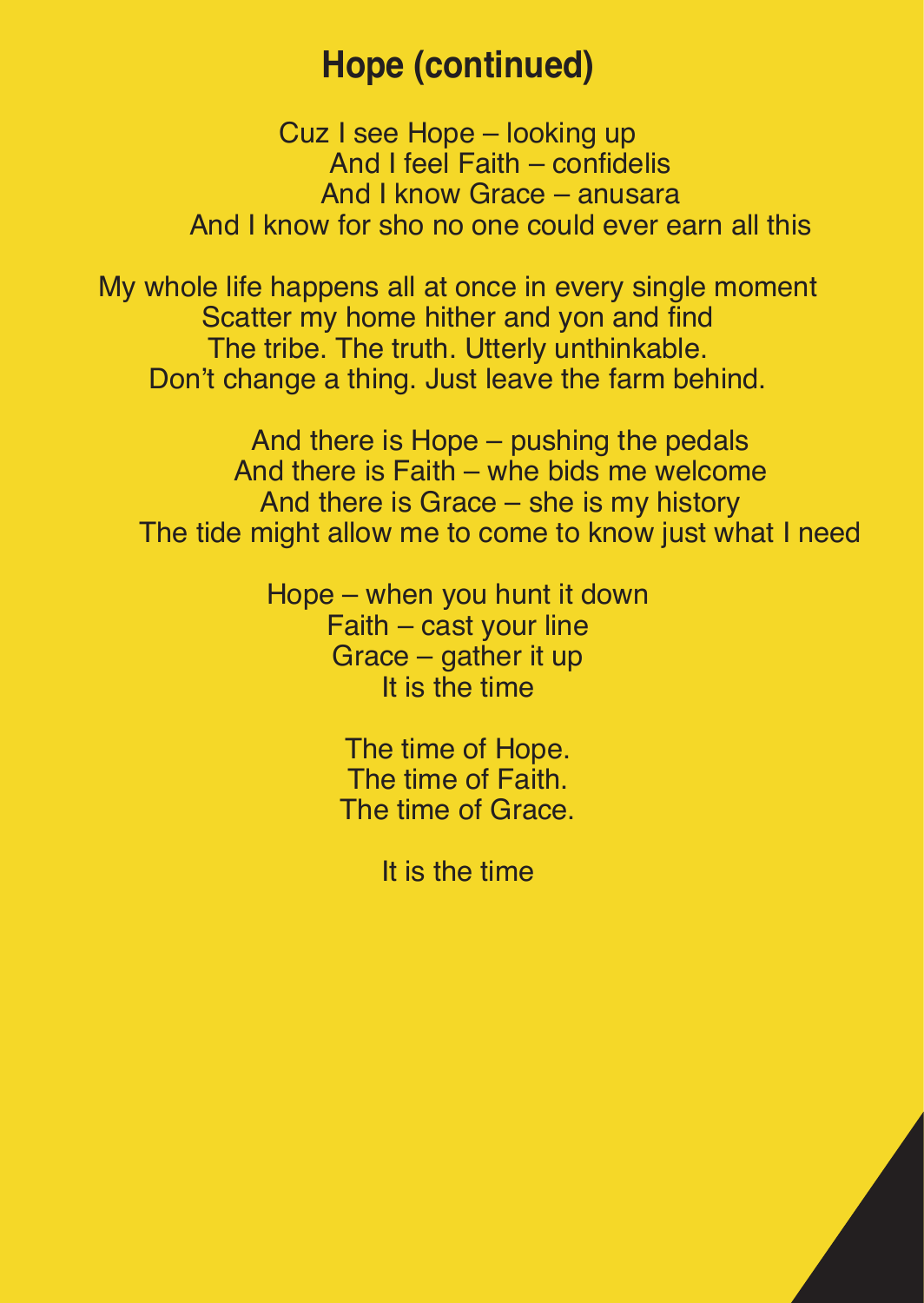# Hope (continued)

Cuz I see Hope – looking up  
And I feel Faith – confidelis  
And I know Grace – anusara  
And I know for sho no one could ever earn all this

My whole life happens all at once in every single moment  
Scatter my home hither and yon and find  
The tribe. The truth. Utterly unthinkable.  
Don't change a thing. Just leave the farm behind.

And there is Hope – pushing the pedals  
And there is Faith – whe bids me welcome  
And there is Grace – she is my history  
The tide might allow me to come to know just what I need

Hope – when you hunt it down  
Faith – cast your line  
Grace – gather it up  
It is the time

The time of Hope.  
The time of Faith.  
The time of Grace.

It is the time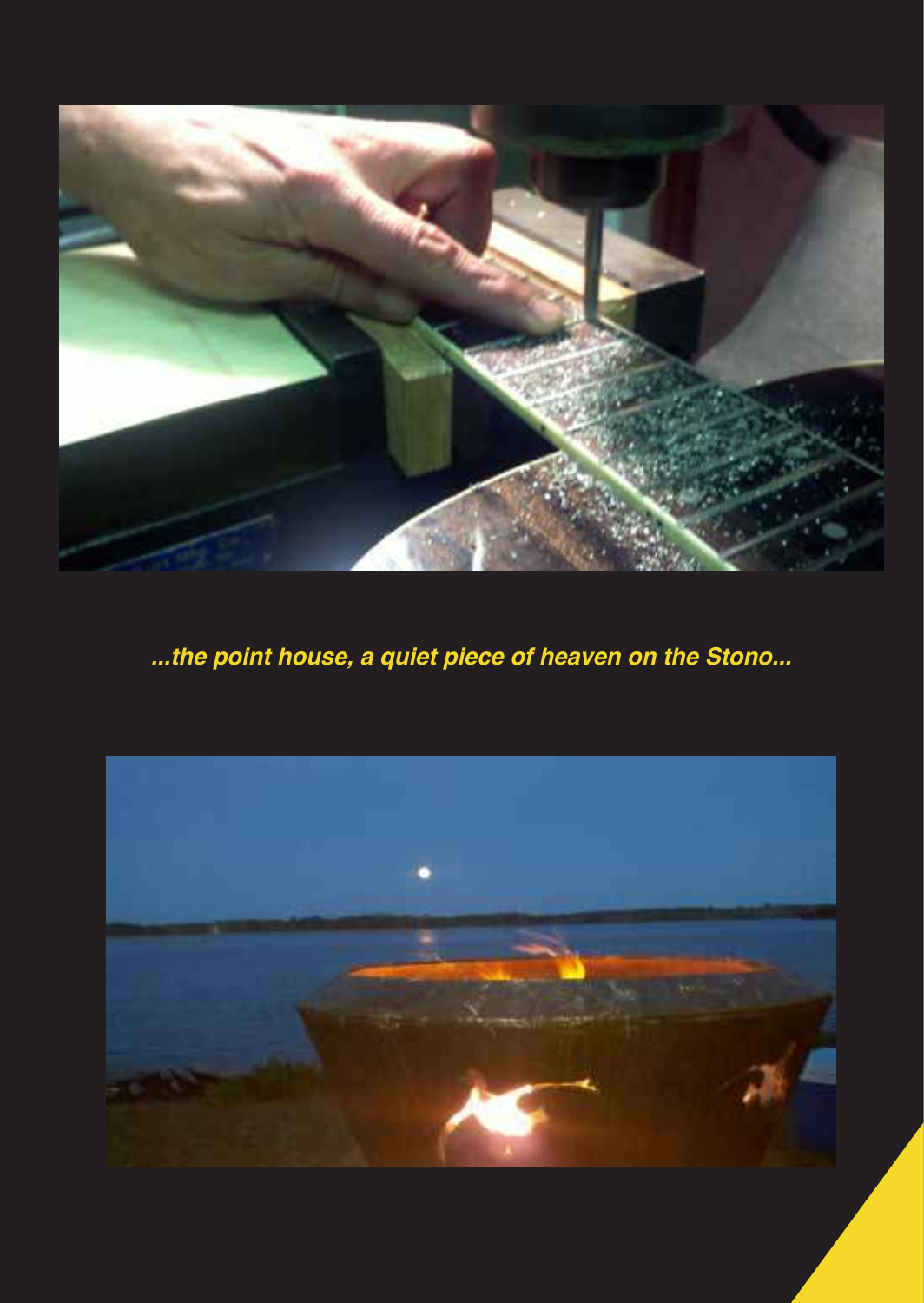*...the point house, a quiet piece of heaven on the Stono...*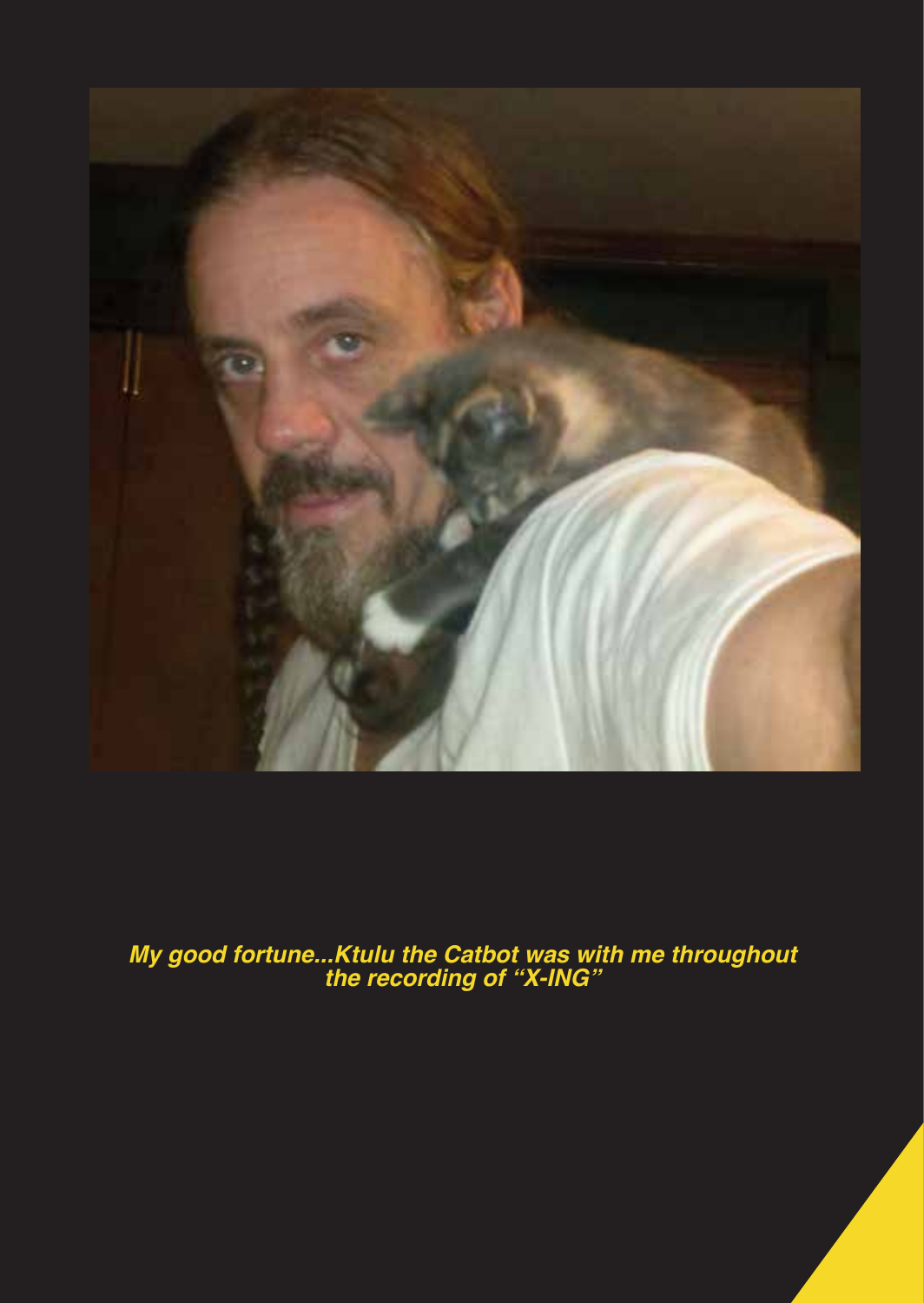***My good fortune...Ktulu the Catbot was with me throughout the recording of "X-ING"***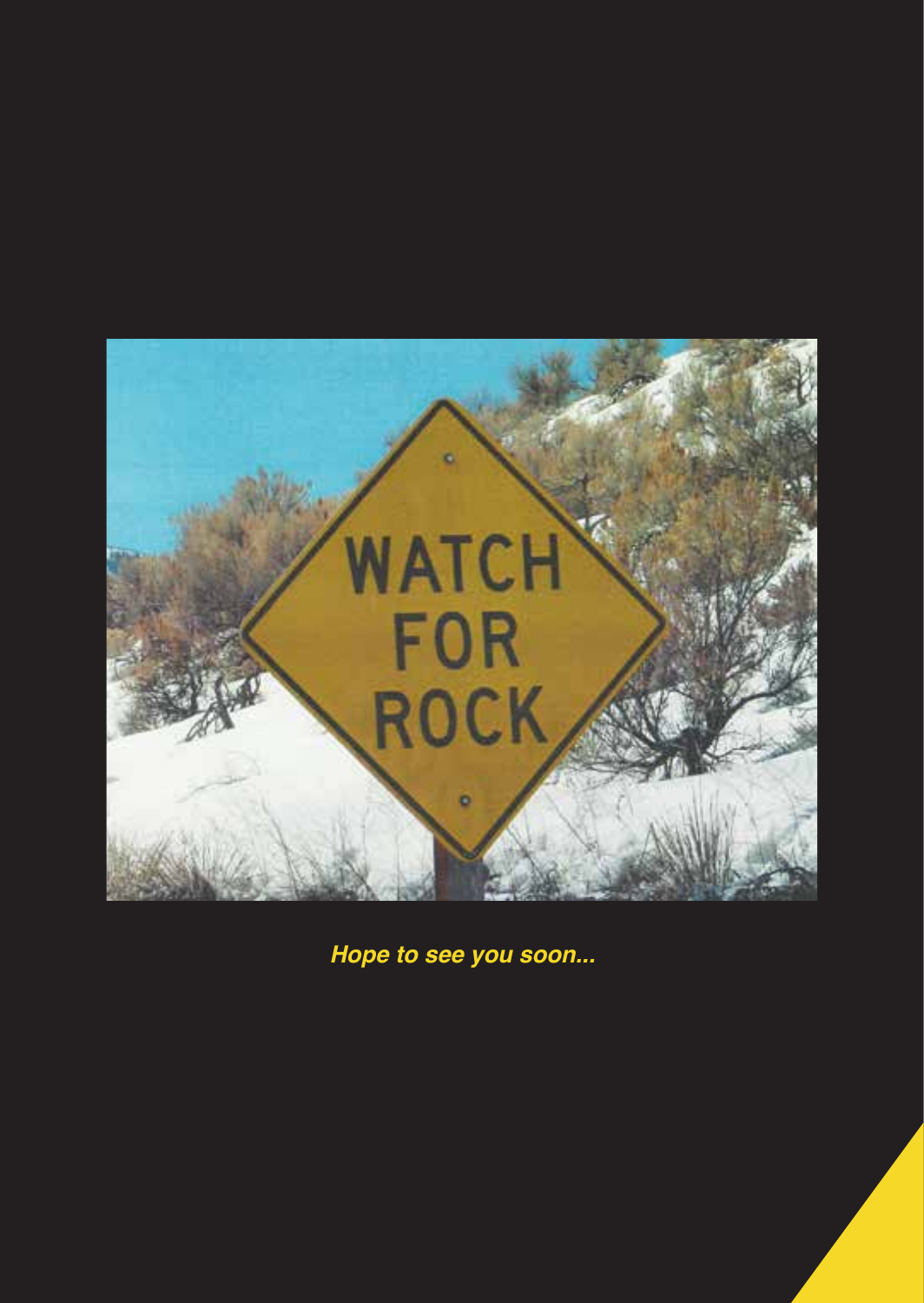***Hope to see you soon...***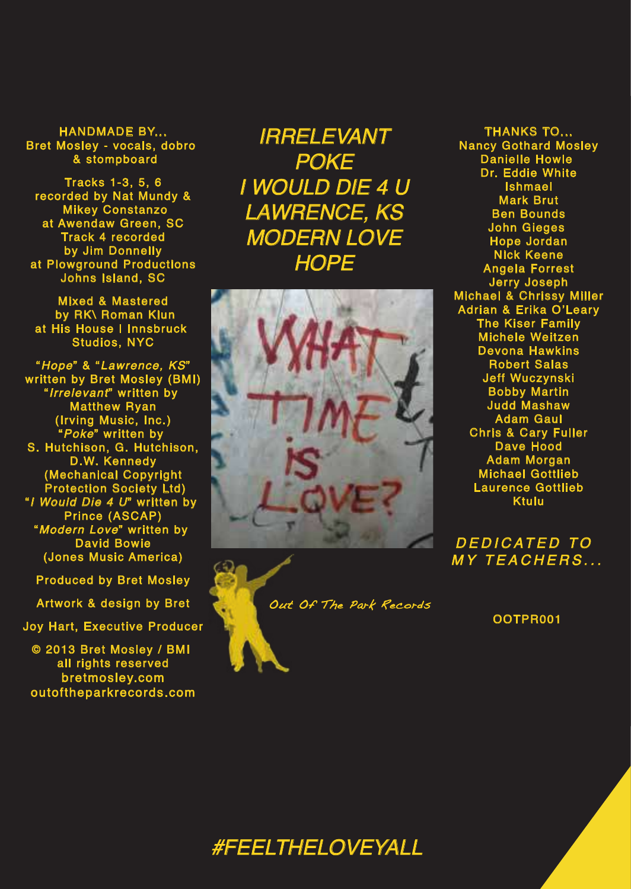**HANDMADE BY...**
Bret Mosley - vocals, dobro & stompboard

Tracks 1-3, 5, 6 recorded by Nat Mundy & Mikey Constanzo at Awendaw Green, SC
Track 4 recorded by Jim Donnelly at Plowground Productions Johns Island, SC

Mixed & Mastered by RK\ Roman Klun at His House | Innsbruck Studios, NYC

"*Hope*" & "*Lawrence, KS*" written by Bret Mosley (BMI)
"*Irrelevant*" written by Matthew Ryan (Irving Music, Inc.)
"*Poke*" written by S. Hutchison, G. Hutchison, D.W. Kennedy (Mechanical Copyright Protection Society Ltd)
"*I Would Die 4 U*" written by Prince (ASCAP)
"*Modern Love*" written by David Bowie (Jones Music America)

Produced by Bret Mosley

Artwork & design by Bret

Joy Hart, Executive Producer

© 2013 Bret Mosley / BMI
all rights reserved
bretmosley.com
outoftheparkrecords.com

*IRRELEVANT*
*POKE*
*I WOULD DIE 4 U*
*LAWRENCE, KS*
*MODERN LOVE*
*HOPE*

WHAT TIME IS LOVE?

*Out Of The Park Records*

**THANKS TO...**
Nancy Gothard Mosley
Danielle Howle
Dr. Eddie White
Ishmael
Mark Brut
Ben Bounds
John Gieges
Hope Jordan
Nick Keene
Angela Forrest
Jerry Joseph
Michael & Chrissy Miller
Adrian & Erika O'Leary
The Kiser Family
Michele Weitzen
Devona Hawkins
Robert Salas
Jeff Wuczynski
Bobby Martin
Judd Mashaw
Adam Gaul
Chris & Cary Fuller
Dave Hood
Adam Morgan
Michael Gottlieb
Laurence Gottlieb
Ktulu

*DEDICATED TO MY TEACHERS...*

OOTPR001

*#FEELTHELOVEYALL*